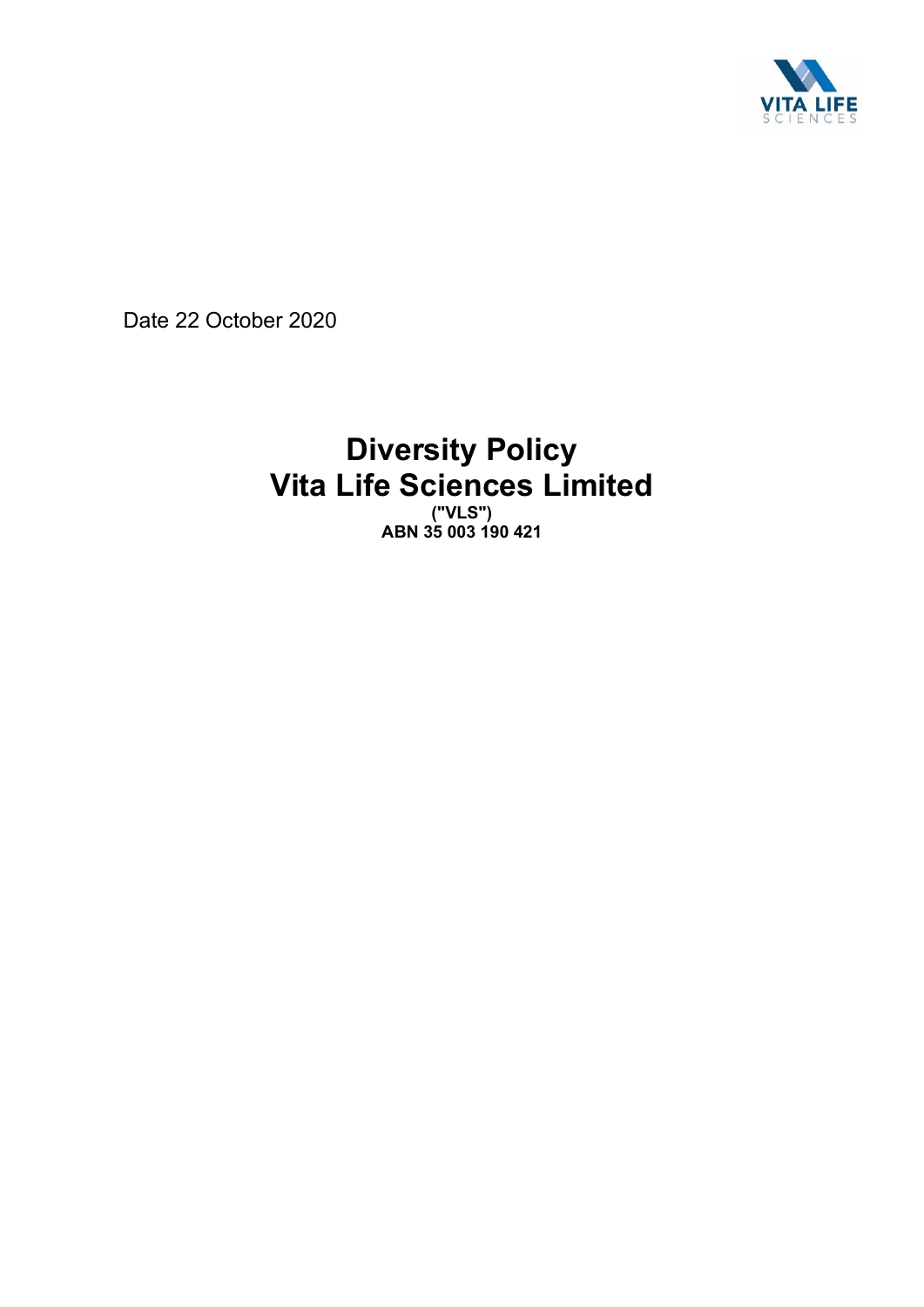Date 22 October 2020

# Diversity Policy
# Vita Life Sciences Limited

**("VLS")**
**ABN 35 003 190 421**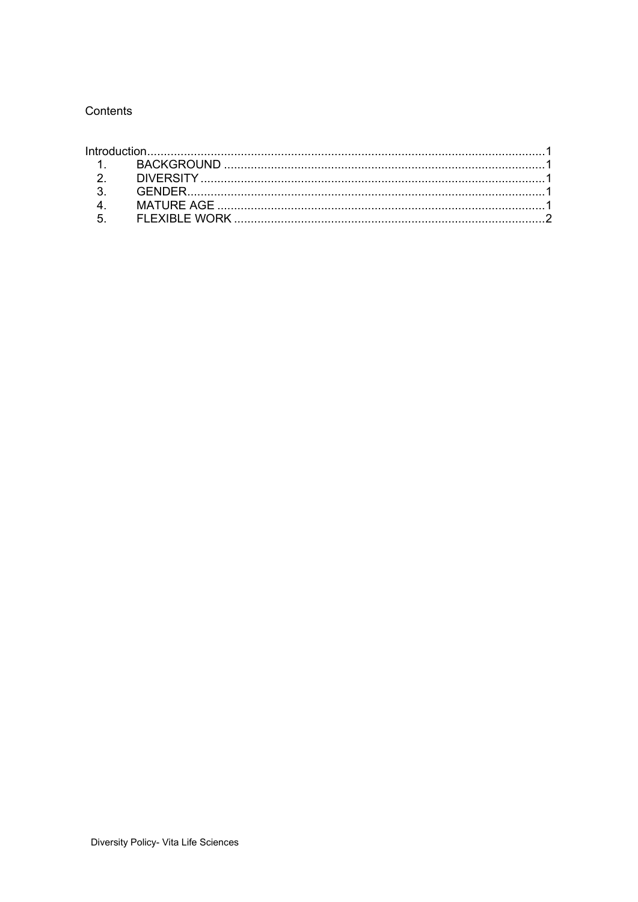Contents

Introduction......................................................................................................................1

1. BACKGROUND ...............................................................................................1
2. DIVERSITY .....................................................................................................1
3. GENDER.........................................................................................................1
4. MATURE AGE .................................................................................................1
5. FLEXIBLE WORK ............................................................................................2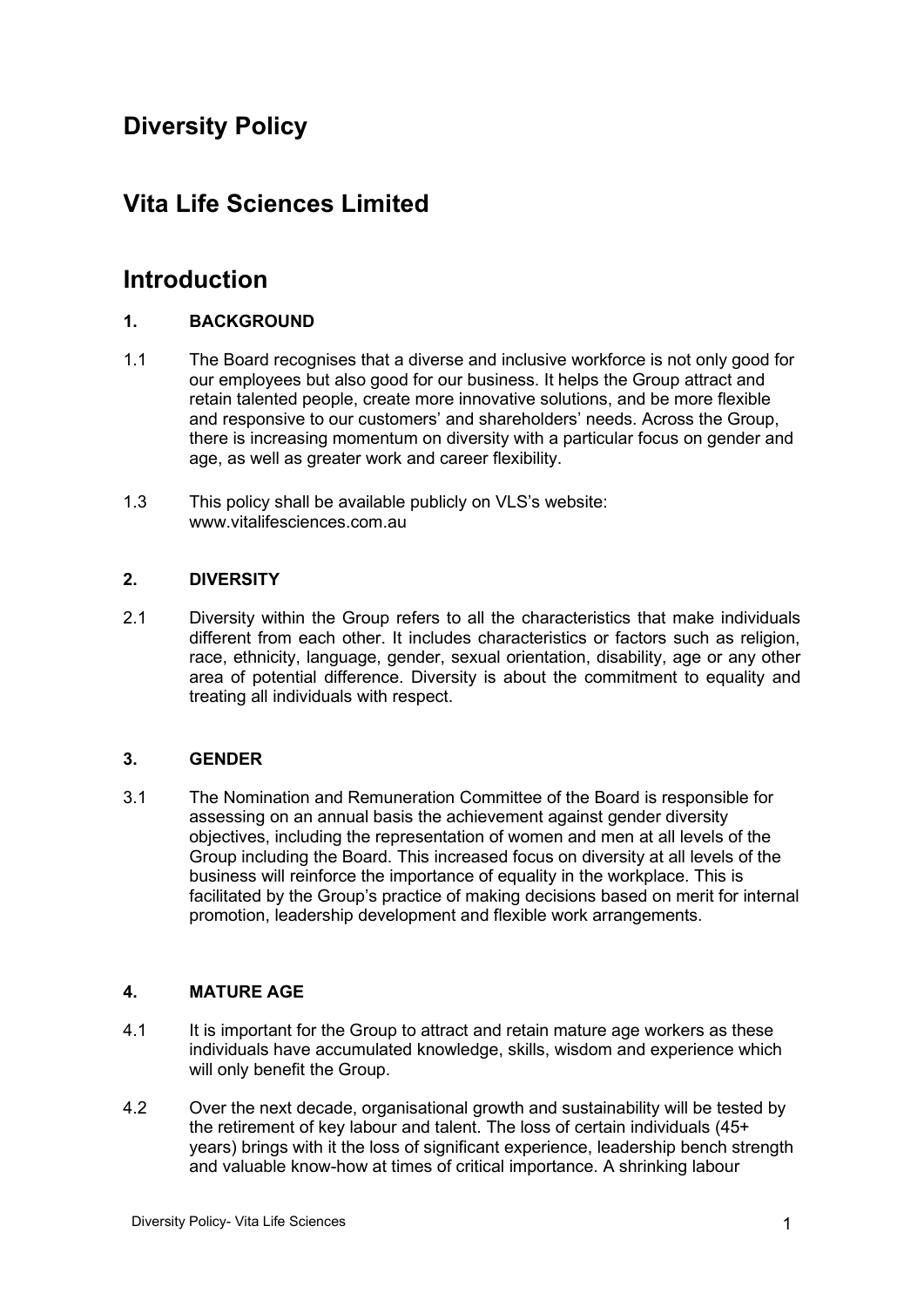# Diversity Policy

# Vita Life Sciences Limited

# Introduction

### 1. BACKGROUND

1.1 The Board recognises that a diverse and inclusive workforce is not only good for our employees but also good for our business. It helps the Group attract and retain talented people, create more innovative solutions, and be more flexible and responsive to our customers' and shareholders' needs. Across the Group, there is increasing momentum on diversity with a particular focus on gender and age, as well as greater work and career flexibility.

1.3 This policy shall be available publicly on VLS's website: www.vitalifesciences.com.au

### 2. DIVERSITY

2.1 Diversity within the Group refers to all the characteristics that make individuals different from each other. It includes characteristics or factors such as religion, race, ethnicity, language, gender, sexual orientation, disability, age or any other area of potential difference. Diversity is about the commitment to equality and treating all individuals with respect.

### 3. GENDER

3.1 The Nomination and Remuneration Committee of the Board is responsible for assessing on an annual basis the achievement against gender diversity objectives, including the representation of women and men at all levels of the Group including the Board. This increased focus on diversity at all levels of the business will reinforce the importance of equality in the workplace. This is facilitated by the Group's practice of making decisions based on merit for internal promotion, leadership development and flexible work arrangements.

### 4. MATURE AGE

4.1 It is important for the Group to attract and retain mature age workers as these individuals have accumulated knowledge, skills, wisdom and experience which will only benefit the Group.

4.2 Over the next decade, organisational growth and sustainability will be tested by the retirement of key labour and talent. The loss of certain individuals (45+ years) brings with it the loss of significant experience, leadership bench strength and valuable know-how at times of critical importance. A shrinking labour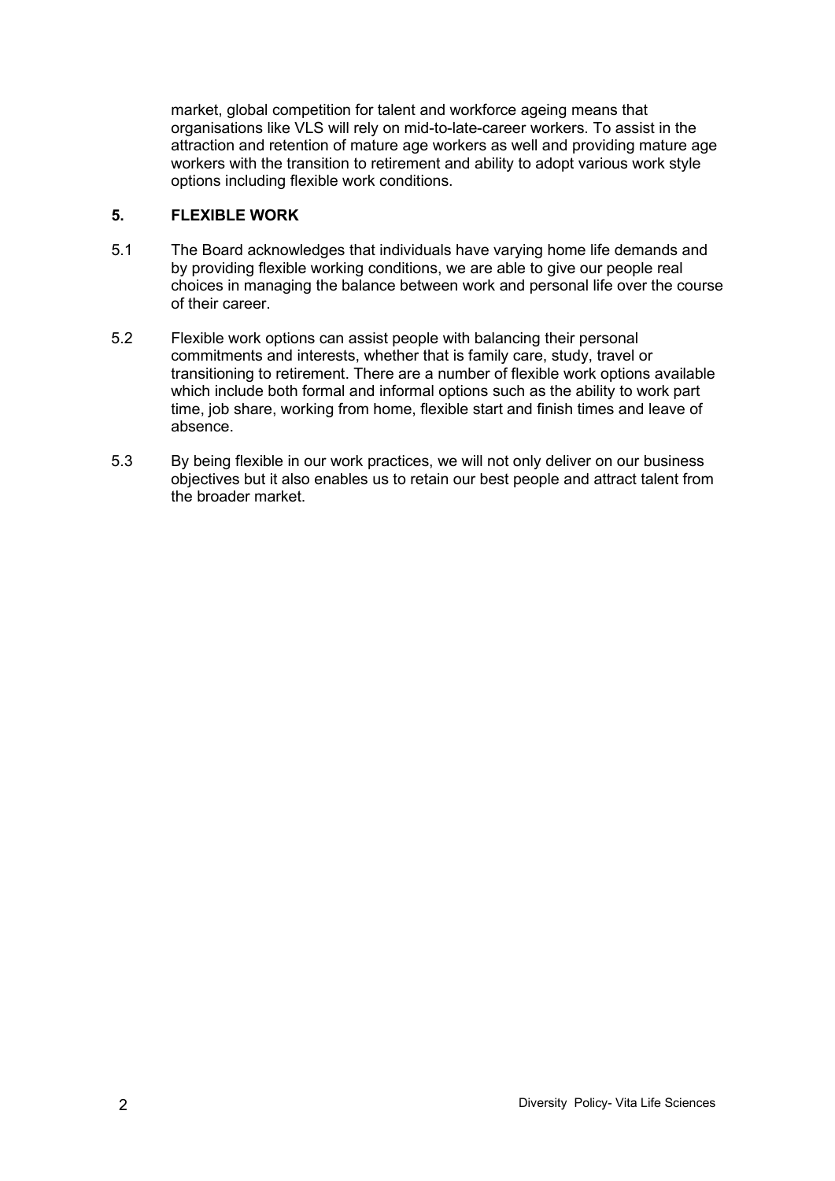market, global competition for talent and workforce ageing means that organisations like VLS will rely on mid-to-late-career workers. To assist in the attraction and retention of mature age workers as well and providing mature age workers with the transition to retirement and ability to adopt various work style options including flexible work conditions.

## 5. FLEXIBLE WORK

5.1 The Board acknowledges that individuals have varying home life demands and by providing flexible working conditions, we are able to give our people real choices in managing the balance between work and personal life over the course of their career.

5.2 Flexible work options can assist people with balancing their personal commitments and interests, whether that is family care, study, travel or transitioning to retirement. There are a number of flexible work options available which include both formal and informal options such as the ability to work part time, job share, working from home, flexible start and finish times and leave of absence.

5.3 By being flexible in our work practices, we will not only deliver on our business objectives but it also enables us to retain our best people and attract talent from the broader market.